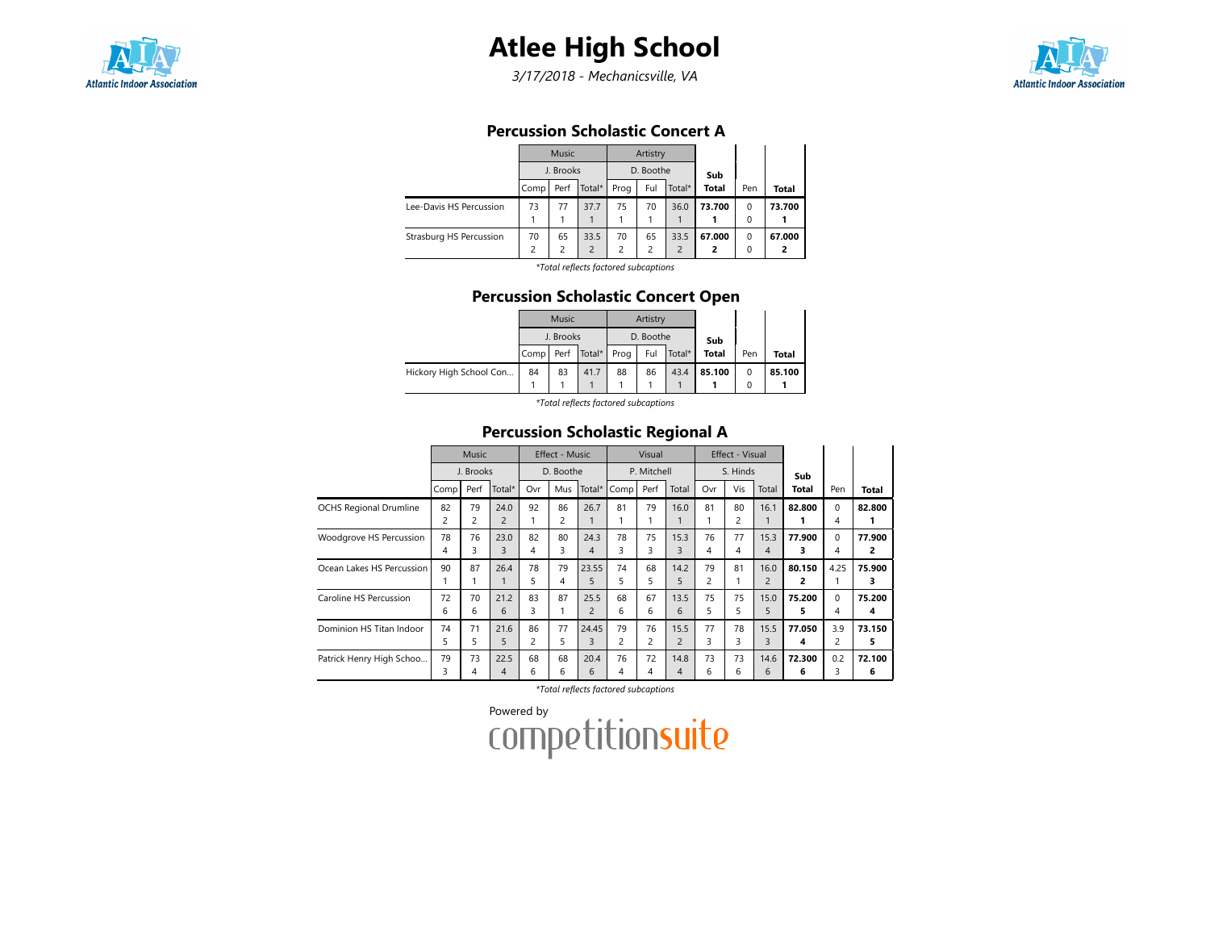# Atlee High School

*3/17/2018 - Mechanicsville, VA*

## Percussion Scholastic Concert A

| | Music | | | Artistry | | | Sub Total | Pen | Total |
|---|---|---|---|---|---|---|---|---|---|
| | J. Brooks | | | D. Boothe | | | | | |
| | Comp | Perf | Total* | Prog | Ful | Total* | | | |
| Lee-Davis HS Percussion | 73<br>1 | 77<br>1 | 37.7<br>1 | 75<br>1 | 70<br>1 | 36.0<br>1 | **73.700<br>1** | 0<br>0 | **73.700<br>1** |
| Strasburg HS Percussion | 70<br>2 | 65<br>2 | 33.5<br>2 | 70<br>2 | 65<br>2 | 33.5<br>2 | **67.000<br>2** | 0<br>0 | **67.000<br>2** |

*\*Total reflects factored subcaptions*

## Percussion Scholastic Concert Open

| | Music | | | Artistry | | | Sub Total | Pen | Total |
|---|---|---|---|---|---|---|---|---|---|
| | J. Brooks | | | D. Boothe | | | | | |
| | Comp | Perf | Total* | Prog | Ful | Total* | | | |
| Hickory High School Con... | 84<br>1 | 83<br>1 | 41.7<br>1 | 88<br>1 | 86<br>1 | 43.4<br>1 | **85.100<br>1** | 0<br>0 | **85.100<br>1** |

*\*Total reflects factored subcaptions*

## Percussion Scholastic Regional A

| | Music | | | Effect - Music | | | Visual | | | Effect - Visual | | | Sub Total | Pen | Total |
|---|---|---|---|---|---|---|---|---|---|---|---|---|---|---|---|
| | J. Brooks | | | D. Boothe | | | P. Mitchell | | | S. Hinds | | | | | |
| | Comp | Perf | Total* | Ovr | Mus | Total* | Comp | Perf | Total | Ovr | Vis | Total | | | |
| OCHS Regional Drumline | 82<br>2 | 79<br>2 | 24.0<br>2 | 92<br>1 | 86<br>2 | 26.7<br>1 | 81<br>1 | 79<br>1 | 16.0<br>1 | 81<br>1 | 80<br>2 | 16.1<br>1 | **82.800<br>1** | 0<br>4 | **82.800<br>1** |
| Woodgrove HS Percussion | 78<br>4 | 76<br>3 | 23.0<br>3 | 82<br>4 | 80<br>3 | 24.3<br>4 | 78<br>3 | 75<br>3 | 15.3<br>3 | 76<br>4 | 77<br>4 | 15.3<br>4 | **77.900<br>3** | 0<br>4 | **77.900<br>2** |
| Ocean Lakes HS Percussion | 90<br>1 | 87<br>1 | 26.4<br>1 | 78<br>5 | 79<br>4 | 23.55<br>5 | 74<br>5 | 68<br>5 | 14.2<br>5 | 79<br>2 | 81<br>1 | 16.0<br>2 | **80.150<br>2** | 4.25<br>1 | **75.900<br>3** |
| Caroline HS Percussion | 72<br>6 | 70<br>6 | 21.2<br>6 | 83<br>3 | 87<br>1 | 25.5<br>2 | 68<br>6 | 67<br>6 | 13.5<br>6 | 75<br>5 | 75<br>5 | 15.0<br>5 | **75.200<br>5** | 0<br>4 | **75.200<br>4** |
| Dominion HS Titan Indoor | 74<br>5 | 71<br>5 | 21.6<br>5 | 86<br>2 | 77<br>5 | 24.45<br>3 | 79<br>2 | 76<br>2 | 15.5<br>2 | 77<br>3 | 78<br>3 | 15.5<br>3 | **77.050<br>4** | 3.9<br>2 | **73.150<br>5** |
| Patrick Henry High Schoo... | 79<br>3 | 73<br>4 | 22.5<br>4 | 68<br>6 | 68<br>6 | 20.4<br>6 | 76<br>4 | 72<br>4 | 14.8<br>4 | 73<br>6 | 73<br>6 | 14.6<br>6 | **72.300<br>6** | 0.2<br>3 | **72.100<br>6** |

*\*Total reflects factored subcaptions*

Powered by competitionsuite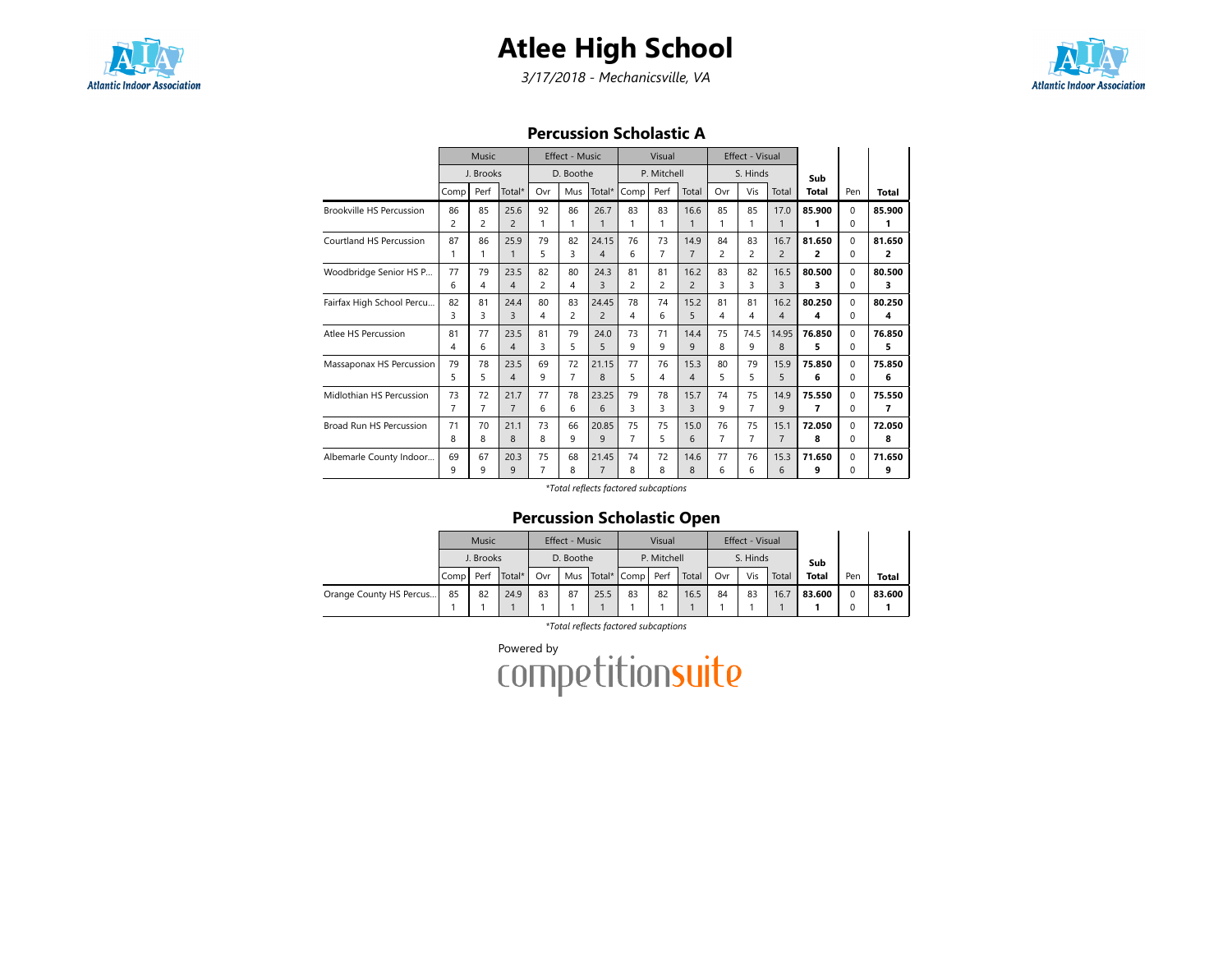# Atlee High School

*3/17/2018 - Mechanicsville, VA*

## Percussion Scholastic A

| | Music | | | Effect - Music | | | Visual | | | Effect - Visual | | | Sub Total | Pen | Total |
|---|---|---|---|---|---|---|---|---|---|---|---|---|---|---|---|
| | J. Brooks | | | D. Boothe | | | P. Mitchell | | | S. Hinds | | | | | |
| | Comp | Perf | Total* | Ovr | Mus | Total* | Comp | Perf | Total | Ovr | Vis | Total | | | |
| Brookville HS Percussion | 86<br>2 | 85<br>2 | 25.6<br>2 | 92<br>1 | 86<br>1 | 26.7<br>1 | 83<br>1 | 83<br>1 | 16.6<br>1 | 85<br>1 | 85<br>1 | 17.0<br>1 | **85.900**<br>**1** | 0<br>0 | **85.900**<br>**1** |
| Courtland HS Percussion | 87<br>1 | 86<br>1 | 25.9<br>1 | 79<br>5 | 82<br>3 | 24.15<br>4 | 76<br>6 | 73<br>7 | 14.9<br>7 | 84<br>2 | 83<br>2 | 16.7<br>2 | **81.650**<br>**2** | 0<br>0 | **81.650**<br>**2** |
| Woodbridge Senior HS P... | 77<br>6 | 79<br>4 | 23.5<br>4 | 82<br>2 | 80<br>4 | 24.3<br>3 | 81<br>2 | 81<br>2 | 16.2<br>2 | 83<br>3 | 82<br>3 | 16.5<br>3 | **80.500**<br>**3** | 0<br>0 | **80.500**<br>**3** |
| Fairfax High School Percu... | 82<br>3 | 81<br>3 | 24.4<br>3 | 80<br>4 | 83<br>2 | 24.45<br>2 | 78<br>4 | 74<br>6 | 15.2<br>5 | 81<br>4 | 81<br>4 | 16.2<br>4 | **80.250**<br>**4** | 0<br>0 | **80.250**<br>**4** |
| Atlee HS Percussion | 81<br>4 | 77<br>6 | 23.5<br>4 | 81<br>3 | 79<br>5 | 24.0<br>5 | 73<br>9 | 71<br>9 | 14.4<br>9 | 75<br>8 | 74.5<br>9 | 14.95<br>8 | **76.850**<br>**5** | 0<br>0 | **76.850**<br>**5** |
| Massaponax HS Percussion | 79<br>5 | 78<br>5 | 23.5<br>4 | 69<br>9 | 72<br>7 | 21.15<br>8 | 77<br>5 | 76<br>4 | 15.3<br>4 | 80<br>5 | 79<br>5 | 15.9<br>5 | **75.850**<br>**6** | 0<br>0 | **75.850**<br>**6** |
| Midlothian HS Percussion | 73<br>7 | 72<br>7 | 21.7<br>7 | 77<br>6 | 78<br>6 | 23.25<br>6 | 79<br>3 | 78<br>3 | 15.7<br>3 | 74<br>9 | 75<br>7 | 14.9<br>9 | **75.550**<br>**7** | 0<br>0 | **75.550**<br>**7** |
| Broad Run HS Percussion | 71<br>8 | 70<br>8 | 21.1<br>8 | 73<br>8 | 66<br>9 | 20.85<br>9 | 75<br>7 | 75<br>5 | 15.0<br>6 | 76<br>7 | 75<br>7 | 15.1<br>7 | **72.050**<br>**8** | 0<br>0 | **72.050**<br>**8** |
| Albemarle County Indoor... | 69<br>9 | 67<br>9 | 20.3<br>9 | 75<br>7 | 68<br>8 | 21.45<br>7 | 74<br>8 | 72<br>8 | 14.6<br>8 | 77<br>6 | 76<br>6 | 15.3<br>6 | **71.650**<br>**9** | 0<br>0 | **71.650**<br>**9** |

*\*Total reflects factored subcaptions*

## Percussion Scholastic Open

| | Music | | | Effect - Music | | | Visual | | | Effect - Visual | | | Sub Total | Pen | Total |
|---|---|---|---|---|---|---|---|---|---|---|---|---|---|---|---|
| | J. Brooks | | | D. Boothe | | | P. Mitchell | | | S. Hinds | | | | | |
| | Comp | Perf | Total* | Ovr | Mus | Total* | Comp | Perf | Total | Ovr | Vis | Total | | | |
| Orange County HS Percus... | 85<br>1 | 82<br>1 | 24.9<br>1 | 83<br>1 | 87<br>1 | 25.5<br>1 | 83<br>1 | 82<br>1 | 16.5<br>1 | 84<br>1 | 83<br>1 | 16.7<br>1 | **83.600**<br>**1** | 0<br>0 | **83.600**<br>**1** |

*\*Total reflects factored subcaptions*

Powered by competitionsuite